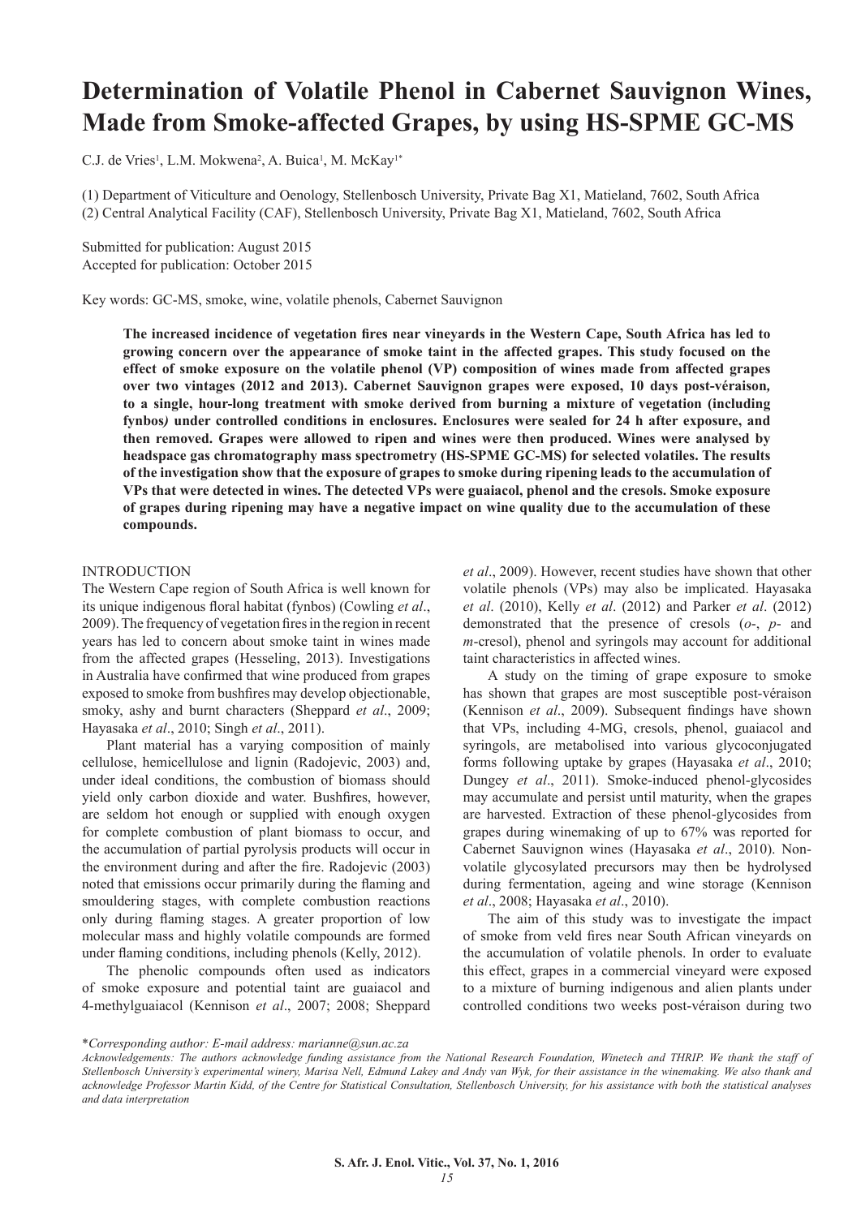# Determination of Volatile Phenol in Cabernet Sauvignon Wines, Made from Smoke-affected Grapes, by using HS-SPME GC-MS

C.J. de Vries[1], L.M. Mokwena[2], A. Buica[1], M. McKay[1*]

(1) Department of Viticulture and Oenology, Stellenbosch University, Private Bag X1, Matieland, 7602, South Africa
(2) Central Analytical Facility (CAF), Stellenbosch University, Private Bag X1, Matieland, 7602, South Africa

Submitted for publication: August 2015
Accepted for publication: October 2015

Key words: GC-MS, smoke, wine, volatile phenols, Cabernet Sauvignon

**The increased incidence of vegetation fires near vineyards in the Western Cape, South Africa has led to growing concern over the appearance of smoke taint in the affected grapes. This study focused on the effect of smoke exposure on the volatile phenol (VP) composition of wines made from affected grapes over two vintages (2012 and 2013). Cabernet Sauvignon grapes were exposed, 10 days post-véraison, to a single, hour-long treatment with smoke derived from burning a mixture of vegetation (including fynbos) under controlled conditions in enclosures. Enclosures were sealed for 24 h after exposure, and then removed. Grapes were allowed to ripen and wines were then produced. Wines were analysed by headspace gas chromatography mass spectrometry (HS-SPME GC-MS) for selected volatiles. The results of the investigation show that the exposure of grapes to smoke during ripening leads to the accumulation of VPs that were detected in wines. The detected VPs were guaiacol, phenol and the cresols. Smoke exposure of grapes during ripening may have a negative impact on wine quality due to the accumulation of these compounds.**

## INTRODUCTION

The Western Cape region of South Africa is well known for its unique indigenous floral habitat (fynbos) (Cowling *et al*., 2009). The frequency of vegetation fires in the region in recent years has led to concern about smoke taint in wines made from the affected grapes (Hesseling, 2013). Investigations in Australia have confirmed that wine produced from grapes exposed to smoke from bushfires may develop objectionable, smoky, ashy and burnt characters (Sheppard *et al*., 2009; Hayasaka *et al*., 2010; Singh *et al*., 2011).

Plant material has a varying composition of mainly cellulose, hemicellulose and lignin (Radojevic, 2003) and, under ideal conditions, the combustion of biomass should yield only carbon dioxide and water. Bushfires, however, are seldom hot enough or supplied with enough oxygen for complete combustion of plant biomass to occur, and the accumulation of partial pyrolysis products will occur in the environment during and after the fire. Radojevic (2003) noted that emissions occur primarily during the flaming and smouldering stages, with complete combustion reactions only during flaming stages. A greater proportion of low molecular mass and highly volatile compounds are formed under flaming conditions, including phenols (Kelly, 2012).

The phenolic compounds often used as indicators of smoke exposure and potential taint are guaiacol and 4-methylguaiacol (Kennison *et al*., 2007; 2008; Sheppard *et al*., 2009). However, recent studies have shown that other volatile phenols (VPs) may also be implicated. Hayasaka *et al*. (2010), Kelly *et al*. (2012) and Parker *et al*. (2012) demonstrated that the presence of cresols (*o*-, *p*- and *m*-cresol), phenol and syringols may account for additional taint characteristics in affected wines.

A study on the timing of grape exposure to smoke has shown that grapes are most susceptible post-véraison (Kennison *et al*., 2009). Subsequent findings have shown that VPs, including 4-MG, cresols, phenol, guaiacol and syringols, are metabolised into various glycoconjugated forms following uptake by grapes (Hayasaka *et al*., 2010; Dungey *et al*., 2011). Smoke-induced phenol-glycosides may accumulate and persist until maturity, when the grapes are harvested. Extraction of these phenol-glycosides from grapes during winemaking of up to 67% was reported for Cabernet Sauvignon wines (Hayasaka *et al*., 2010). Non-volatile glycosylated precursors may then be hydrolysed during fermentation, ageing and wine storage (Kennison *et al*., 2008; Hayasaka *et al*., 2010).

The aim of this study was to investigate the impact of smoke from veld fires near South African vineyards on the accumulation of volatile phenols. In order to evaluate this effect, grapes in a commercial vineyard were exposed to a mixture of burning indigenous and alien plants under controlled conditions two weeks post-véraison during two

*\*Corresponding author: E-mail address: marianne@sun.ac.za*

*Acknowledgements: The authors acknowledge funding assistance from the National Research Foundation, Winetech and THRIP. We thank the staff of Stellenbosch University's experimental winery, Marisa Nell, Edmund Lakey and Andy van Wyk, for their assistance in the winemaking. We also thank and acknowledge Professor Martin Kidd, of the Centre for Statistical Consultation, Stellenbosch University, for his assistance with both the statistical analyses and data interpretation*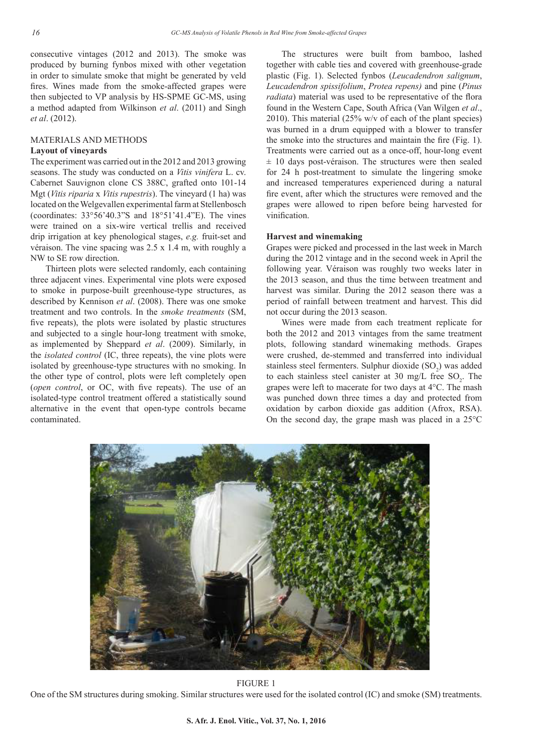consecutive vintages (2012 and 2013). The smoke was produced by burning fynbos mixed with other vegetation in order to simulate smoke that might be generated by veld fires. Wines made from the smoke-affected grapes were then subjected to VP analysis by HS-SPME GC-MS, using a method adapted from Wilkinson *et al*. (2011) and Singh *et al*. (2012).

## MATERIALS AND METHODS

### Layout of vineyards

The experiment was carried out in the 2012 and 2013 growing seasons. The study was conducted on a *Vitis vinifera* L. cv. Cabernet Sauvignon clone CS 388C, grafted onto 101-14 Mgt (*Vitis riparia* x *Vitis rupestris*). The vineyard (1 ha) was located on the Welgevallen experimental farm at Stellenbosch (coordinates: 33°56'40.3"S and 18°51'41.4"E). The vines were trained on a six-wire vertical trellis and received drip irrigation at key phenological stages, *e.g.* fruit-set and véraison. The vine spacing was 2.5 x 1.4 m, with roughly a NW to SE row direction.

Thirteen plots were selected randomly, each containing three adjacent vines. Experimental vine plots were exposed to smoke in purpose-built greenhouse-type structures, as described by Kennison *et al*. (2008). There was one smoke treatment and two controls. In the *smoke treatments* (SM, five repeats), the plots were isolated by plastic structures and subjected to a single hour-long treatment with smoke, as implemented by Sheppard *et al*. (2009). Similarly, in the *isolated control* (IC, three repeats), the vine plots were isolated by greenhouse-type structures with no smoking. In the other type of control, plots were left completely open (*open control*, or OC, with five repeats). The use of an isolated-type control treatment offered a statistically sound alternative in the event that open-type controls became contaminated.

The structures were built from bamboo, lashed together with cable ties and covered with greenhouse-grade plastic (Fig. 1). Selected fynbos (*Leucadendron salignum*, *Leucadendron spissifolium*, *Protea repens)* and pine (*Pinus radiata*) material was used to be representative of the flora found in the Western Cape, South Africa (Van Wilgen *et al*., 2010). This material (25% w/v of each of the plant species) was burned in a drum equipped with a blower to transfer the smoke into the structures and maintain the fire (Fig. 1). Treatments were carried out as a once-off, hour-long event ± 10 days post-véraison. The structures were then sealed for 24 h post-treatment to simulate the lingering smoke and increased temperatures experienced during a natural fire event, after which the structures were removed and the grapes were allowed to ripen before being harvested for vinification.

### Harvest and winemaking

Grapes were picked and processed in the last week in March during the 2012 vintage and in the second week in April the following year. Véraison was roughly two weeks later in the 2013 season, and thus the time between treatment and harvest was similar. During the 2012 season there was a period of rainfall between treatment and harvest. This did not occur during the 2013 season.

Wines were made from each treatment replicate for both the 2012 and 2013 vintages from the same treatment plots, following standard winemaking methods. Grapes were crushed, de-stemmed and transferred into individual stainless steel fermenters. Sulphur dioxide ($SO_2$) was added to each stainless steel canister at 30 mg/L free $SO_2$. The grapes were left to macerate for two days at 4°C. The mash was punched down three times a day and protected from oxidation by carbon dioxide gas addition (Afrox, RSA). On the second day, the grape mash was placed in a 25°C

FIGURE 1

One of the SM structures during smoking. Similar structures were used for the isolated control (IC) and smoke (SM) treatments.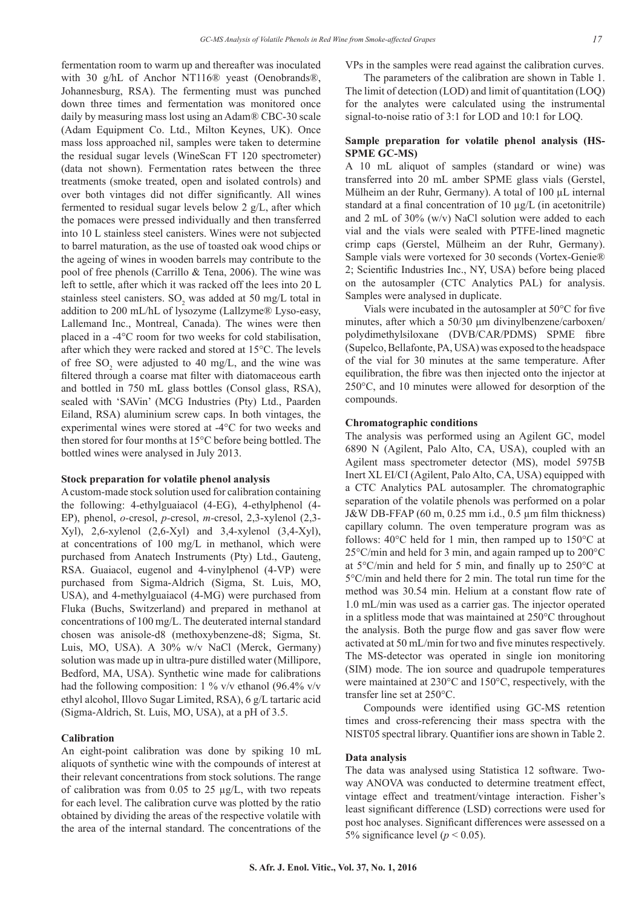fermentation room to warm up and thereafter was inoculated with 30 g/hL of Anchor NT116® yeast (Oenobrands®, Johannesburg, RSA). The fermenting must was punched down three times and fermentation was monitored once daily by measuring mass lost using an Adam® CBC-30 scale (Adam Equipment Co. Ltd., Milton Keynes, UK). Once mass loss approached nil, samples were taken to determine the residual sugar levels (WineScan FT 120 spectrometer) (data not shown). Fermentation rates between the three treatments (smoke treated, open and isolated controls) and over both vintages did not differ significantly. All wines fermented to residual sugar levels below 2 g/L, after which the pomaces were pressed individually and then transferred into 10 L stainless steel canisters. Wines were not subjected to barrel maturation, as the use of toasted oak wood chips or the ageing of wines in wooden barrels may contribute to the pool of free phenols (Carrillo & Tena, 2006). The wine was left to settle, after which it was racked off the lees into 20 L stainless steel canisters. $SO_2$ was added at 50 mg/L total in addition to 200 mL/hL of lysozyme (Lallzyme® Lyso-easy, Lallemand Inc., Montreal, Canada). The wines were then placed in a -4°C room for two weeks for cold stabilisation, after which they were racked and stored at 15°C. The levels of free $SO_2$ were adjusted to 40 mg/L, and the wine was filtered through a coarse mat filter with diatomaceous earth and bottled in 750 mL glass bottles (Consol glass, RSA), sealed with 'SAVin' (MCG Industries (Pty) Ltd., Paarden Eiland, RSA) aluminium screw caps. In both vintages, the experimental wines were stored at -4°C for two weeks and then stored for four months at 15°C before being bottled. The bottled wines were analysed in July 2013.

### Stock preparation for volatile phenol analysis

A custom-made stock solution used for calibration containing the following: 4-ethylguaiacol (4-EG), 4-ethylphenol (4-EP), phenol, *o*-cresol, *p*-cresol, *m*-cresol, 2,3-xylenol (2,3-Xyl), 2,6-xylenol (2,6-Xyl) and 3,4-xylenol (3,4-Xyl), at concentrations of 100 mg/L in methanol, which were purchased from Anatech Instruments (Pty) Ltd., Gauteng, RSA. Guaiacol, eugenol and 4-vinylphenol (4-VP) were purchased from Sigma-Aldrich (Sigma, St. Luis, MO, USA), and 4-methylguaiacol (4-MG) were purchased from Fluka (Buchs, Switzerland) and prepared in methanol at concentrations of 100 mg/L. The deuterated internal standard chosen was anisole-d8 (methoxybenzene-d8; Sigma, St. Luis, MO, USA). A 30% w/v NaCl (Merck, Germany) solution was made up in ultra-pure distilled water (Millipore, Bedford, MA, USA). Synthetic wine made for calibrations had the following composition: 1 % v/v ethanol (96.4% v/v ethyl alcohol, Illovo Sugar Limited, RSA), 6 g/L tartaric acid (Sigma-Aldrich, St. Luis, MO, USA), at a pH of 3.5.

### Calibration

An eight-point calibration was done by spiking 10 mL aliquots of synthetic wine with the compounds of interest at their relevant concentrations from stock solutions. The range of calibration was from 0.05 to 25 µg/L, with two repeats for each level. The calibration curve was plotted by the ratio obtained by dividing the areas of the respective volatile with the area of the internal standard. The concentrations of the VPs in the samples were read against the calibration curves.

The parameters of the calibration are shown in Table 1. The limit of detection (LOD) and limit of quantitation (LOQ) for the analytes were calculated using the instrumental signal-to-noise ratio of 3:1 for LOD and 10:1 for LOQ.

### Sample preparation for volatile phenol analysis (HS-SPME GC-MS)

A 10 mL aliquot of samples (standard or wine) was transferred into 20 mL amber SPME glass vials (Gerstel, Mülheim an der Ruhr, Germany). A total of 100 µL internal standard at a final concentration of 10 µg/L (in acetonitrile) and 2 mL of 30% (w/v) NaCl solution were added to each vial and the vials were sealed with PTFE-lined magnetic crimp caps (Gerstel, Mülheim an der Ruhr, Germany). Sample vials were vortexed for 30 seconds (Vortex-Genie® 2; Scientific Industries Inc., NY, USA) before being placed on the autosampler (CTC Analytics PAL) for analysis. Samples were analysed in duplicate.

Vials were incubated in the autosampler at 50°C for five minutes, after which a 50/30 µm divinylbenzene/carboxen/polydimethylsiloxane (DVB/CAR/PDMS) SPME fibre (Supelco, Bellafonte, PA, USA) was exposed to the headspace of the vial for 30 minutes at the same temperature. After equilibration, the fibre was then injected onto the injector at 250°C, and 10 minutes were allowed for desorption of the compounds.

### Chromatographic conditions

The analysis was performed using an Agilent GC, model 6890 N (Agilent, Palo Alto, CA, USA), coupled with an Agilent mass spectrometer detector (MS), model 5975B Inert XL EI/CI (Agilent, Palo Alto, CA, USA) equipped with a CTC Analytics PAL autosampler. The chromatographic separation of the volatile phenols was performed on a polar J&W DB-FFAP (60 m, 0.25 mm i.d., 0.5 µm film thickness) capillary column. The oven temperature program was as follows: 40°C held for 1 min, then ramped up to 150°C at 25°C/min and held for 3 min, and again ramped up to 200°C at 5°C/min and held for 5 min, and finally up to 250°C at 5°C/min and held there for 2 min. The total run time for the method was 30.54 min. Helium at a constant flow rate of 1.0 mL/min was used as a carrier gas. The injector operated in a splitless mode that was maintained at 250°C throughout the analysis. Both the purge flow and gas saver flow were activated at 50 mL/min for two and five minutes respectively. The MS-detector was operated in single ion monitoring (SIM) mode. The ion source and quadrupole temperatures were maintained at 230°C and 150°C, respectively, with the transfer line set at 250°C.

Compounds were identified using GC-MS retention times and cross-referencing their mass spectra with the NIST05 spectral library. Quantifier ions are shown in Table 2.

### Data analysis

The data was analysed using Statistica 12 software. Two-way ANOVA was conducted to determine treatment effect, vintage effect and treatment/vintage interaction. Fisher's least significant difference (LSD) corrections were used for post hoc analyses. Significant differences were assessed on a 5% significance level ($p < 0.05$).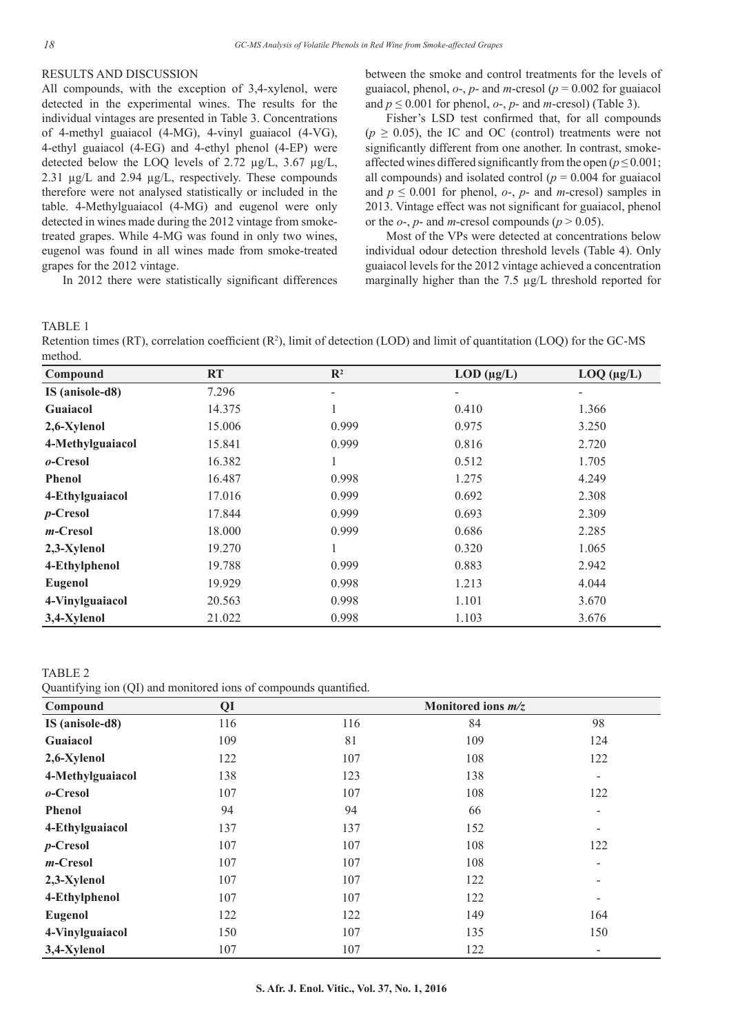## RESULTS AND DISCUSSION

All compounds, with the exception of 3,4-xylenol, were detected in the experimental wines. The results for the individual vintages are presented in Table 3. Concentrations of 4-methyl guaiacol (4-MG), 4-vinyl guaiacol (4-VG), 4-ethyl guaiacol (4-EG) and 4-ethyl phenol (4-EP) were detected below the LOQ levels of 2.72 µg/L, 3.67 µg/L, 2.31 µg/L and 2.94 µg/L, respectively. These compounds therefore were not analysed statistically or included in the table. 4-Methylguaiacol (4-MG) and eugenol were only detected in wines made during the 2012 vintage from smoke-treated grapes. While 4-MG was found in only two wines, eugenol was found in all wines made from smoke-treated grapes for the 2012 vintage.

In 2012 there were statistically significant differences between the smoke and control treatments for the levels of guaiacol, phenol, *o*-, *p*- and *m*-cresol ($p = 0.002$ for guaiacol and $p \leq 0.001$ for phenol, *o*-, *p*- and *m*-cresol) (Table 3).

Fisher's LSD test confirmed that, for all compounds ($p \geq 0.05$), the IC and OC (control) treatments were not significantly different from one another. In contrast, smoke-affected wines differed significantly from the open ($p \leq 0.001$; all compounds) and isolated control ($p = 0.004$ for guaiacol and $p \leq 0.001$ for phenol, *o*-, *p*- and *m*-cresol) samples in 2013. Vintage effect was not significant for guaiacol, phenol or the *o*-, *p*- and *m*-cresol compounds ($p > 0.05$).

Most of the VPs were detected at concentrations below individual odour detection threshold levels (Table 4). Only guaiacol levels for the 2012 vintage achieved a concentration marginally higher than the 7.5 µg/L threshold reported for

TABLE 1

Retention times (RT), correlation coefficient ($R^2$), limit of detection (LOD) and limit of quantitation (LOQ) for the GC-MS method.

| Compound | RT | $R^2$ | LOD (µg/L) | LOQ (µg/L) |
|---|---|---|---|---|
| **IS (anisole-d8)** | 7.296 | - | - | - |
| **Guaiacol** | 14.375 | 1 | 0.410 | 1.366 |
| **2,6-Xylenol** | 15.006 | 0.999 | 0.975 | 3.250 |
| **4-Methylguaiacol** | 15.841 | 0.999 | 0.816 | 2.720 |
| ***o*-Cresol** | 16.382 | 1 | 0.512 | 1.705 |
| **Phenol** | 16.487 | 0.998 | 1.275 | 4.249 |
| **4-Ethylguaiacol** | 17.016 | 0.999 | 0.692 | 2.308 |
| ***p*-Cresol** | 17.844 | 0.999 | 0.693 | 2.309 |
| ***m*-Cresol** | 18.000 | 0.999 | 0.686 | 2.285 |
| **2,3-Xylenol** | 19.270 | 1 | 0.320 | 1.065 |
| **4-Ethylphenol** | 19.788 | 0.999 | 0.883 | 2.942 |
| **Eugenol** | 19.929 | 0.998 | 1.213 | 4.044 |
| **4-Vinylguaiacol** | 20.563 | 0.998 | 1.101 | 3.670 |
| **3,4-Xylenol** | 21.022 | 0.998 | 1.103 | 3.676 |

TABLE 2

Quantifying ion (QI) and monitored ions of compounds quantified.

| Compound | QI | Monitored ions *m/z* | | |
|---|---|---|---|---|
| **IS (anisole-d8)** | 116 | 116 | 84 | 98 |
| **Guaiacol** | 109 | 81 | 109 | 124 |
| **2,6-Xylenol** | 122 | 107 | 108 | 122 |
| **4-Methylguaiacol** | 138 | 123 | 138 | - |
| ***o*-Cresol** | 107 | 107 | 108 | 122 |
| **Phenol** | 94 | 94 | 66 | - |
| **4-Ethylguaiacol** | 137 | 137 | 152 | - |
| ***p*-Cresol** | 107 | 107 | 108 | 122 |
| ***m*-Cresol** | 107 | 107 | 108 | - |
| **2,3-Xylenol** | 107 | 107 | 122 | - |
| **4-Ethylphenol** | 107 | 107 | 122 | - |
| **Eugenol** | 122 | 122 | 149 | 164 |
| **4-Vinylguaiacol** | 150 | 107 | 135 | 150 |
| **3,4-Xylenol** | 107 | 107 | 122 | - |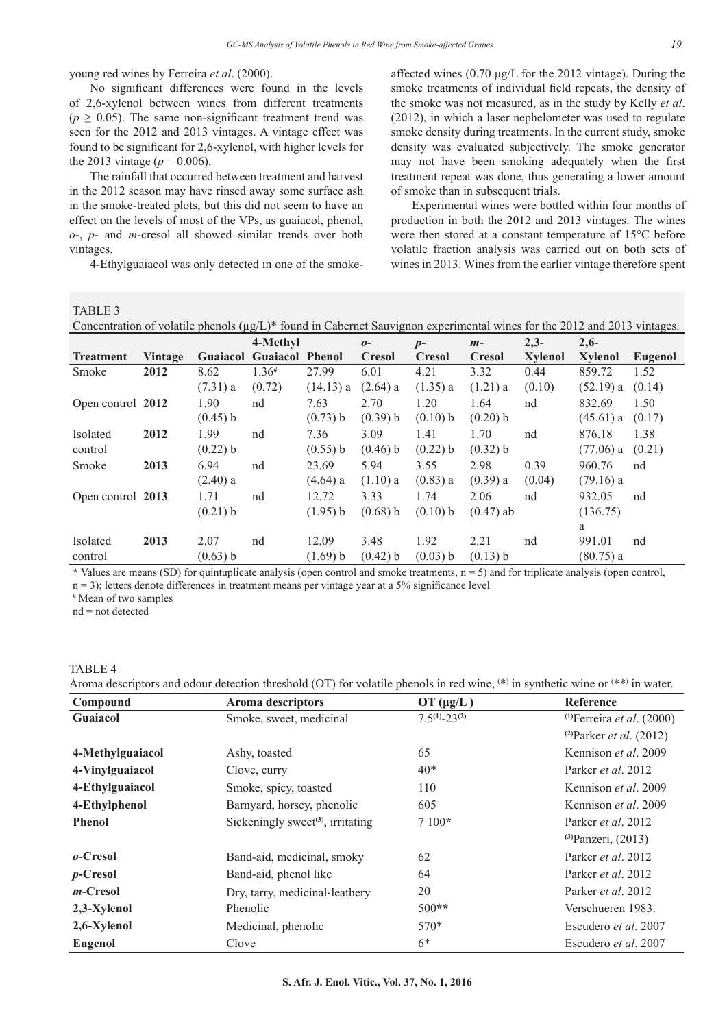young red wines by Ferreira *et al*. (2000).

No significant differences were found in the levels of 2,6-xylenol between wines from different treatments ($p \geq 0.05$). The same non-significant treatment trend was seen for the 2012 and 2013 vintages. A vintage effect was found to be significant for 2,6-xylenol, with higher levels for the 2013 vintage ($p = 0.006$).

The rainfall that occurred between treatment and harvest in the 2012 season may have rinsed away some surface ash in the smoke-treated plots, but this did not seem to have an effect on the levels of most of the VPs, as guaiacol, phenol, *o*-, *p*- and *m*-cresol all showed similar trends over both vintages.

4-Ethylguaiacol was only detected in one of the smoke-affected wines (0.70 µg/L for the 2012 vintage). During the smoke treatments of individual field repeats, the density of the smoke was not measured, as in the study by Kelly *et al*. (2012), in which a laser nephelometer was used to regulate smoke density during treatments. In the current study, smoke density was evaluated subjectively. The smoke generator may not have been smoking adequately when the first treatment repeat was done, thus generating a lower amount of smoke than in subsequent trials.

Experimental wines were bottled within four months of production in both the 2012 and 2013 vintages. The wines were then stored at a constant temperature of 15°C before volatile fraction analysis was carried out on both sets of wines in 2013. Wines from the earlier vintage therefore spent

TABLE 3

Concentration of volatile phenols (µg/L)* found in Cabernet Sauvignon experimental wines for the 2012 and 2013 vintages.

| Treatment | Vintage | Guaiacol | 4-Methyl Guaiacol | Phenol | *o*-Cresol | *p*-Cresol | *m*-Cresol | 2,3-Xylenol | 2,6-Xylenol | Eugenol |
|---|---|---|---|---|---|---|---|---|---|---|
| Smoke | **2012** | 8.62 (7.31) a | 1.36# (0.72) | 27.99 (14.13) a | 6.01 (2.64) a | 4.21 (1.35) a | 3.32 (1.21) a | 0.44 (0.10) | 859.72 (52.19) a | 1.52 (0.14) |
| Open control | **2012** | 1.90 (0.45) b | nd | 7.63 (0.73) b | 2.70 (0.39) b | 1.20 (0.10) b | 1.64 (0.20) b | nd | 832.69 (45.61) a | 1.50 (0.17) |
| Isolated control | **2012** | 1.99 (0.22) b | nd | 7.36 (0.55) b | 3.09 (0.46) b | 1.41 (0.22) b | 1.70 (0.32) b | nd | 876.18 (77.06) a | 1.38 (0.21) |
| Smoke | **2013** | 6.94 (2.40) a | nd | 23.69 (4.64) a | 5.94 (1.10) a | 3.55 (0.83) a | 2.98 (0.39) a | 0.39 (0.04) | 960.76 (79.16) a | nd |
| Open control | **2013** | 1.71 (0.21) b | nd | 12.72 (1.95) b | 3.33 (0.68) b | 1.74 (0.10) b | 2.06 (0.47) ab | nd | 932.05 (136.75) a | nd |
| Isolated control | **2013** | 2.07 (0.63) b | nd | 12.09 (1.69) b | 3.48 (0.42) b | 1.92 (0.03) b | 2.21 (0.13) b | nd | 991.01 (80.75) a | nd |

\* Values are means (SD) for quintuplicate analysis (open control and smoke treatments, n = 5) and for triplicate analysis (open control, n = 3); letters denote differences in treatment means per vintage year at a 5% significance level

\# Mean of two samples

nd = not detected

TABLE 4

Aroma descriptors and odour detection threshold (OT) for volatile phenols in red wine, (*) in synthetic wine or (**) in water.

| Compound | Aroma descriptors | OT (µg/L ) | Reference |
|---|---|---|---|
| **Guaiacol** | Smoke, sweet, medicinal | 7.5[(1)]-23[(2)] | [(1)]Ferreira *et al*. (2000) [(2)]Parker *et al*. (2012) |
| **4-Methylguaiacol** | Ashy, toasted | 65 | Kennison *et al*. 2009 |
| **4-Vinylguaiacol** | Clove, curry | 40* | Parker *et al*. 2012 |
| **4-Ethylguaiacol** | Smoke, spicy, toasted | 110 | Kennison *et al*. 2009 |
| **4-Ethylphenol** | Barnyard, horsey, phenolic | 605 | Kennison *et al*. 2009 |
| **Phenol** | Sickeningly sweet[(3)], irritating | 7 100* | Parker *et al*. 2012 [(3)]Panzeri, (2013) |
| ***o*-Cresol** | Band-aid, medicinal, smoky | 62 | Parker *et al*. 2012 |
| ***p*-Cresol** | Band-aid, phenol like | 64 | Parker *et al*. 2012 |
| ***m*-Cresol** | Dry, tarry, medicinal-leathery | 20 | Parker *et al*. 2012 |
| **2,3-Xylenol** | Phenolic | 500** | Verschueren 1983. |
| **2,6-Xylenol** | Medicinal, phenolic | 570* | Escudero *et al*. 2007 |
| **Eugenol** | Clove | 6* | Escudero *et al*. 2007 |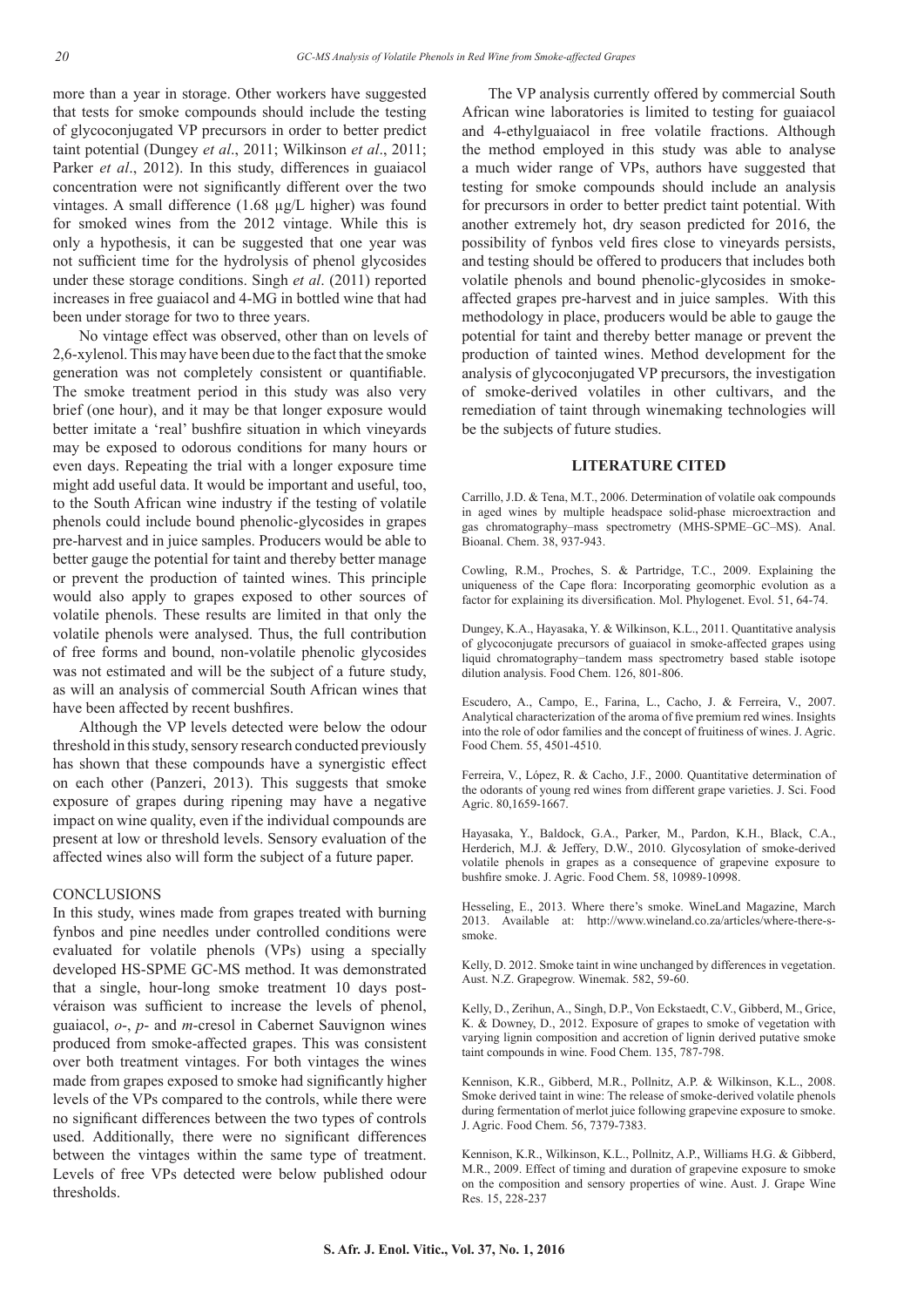more than a year in storage. Other workers have suggested that tests for smoke compounds should include the testing of glycoconjugated VP precursors in order to better predict taint potential (Dungey *et al*., 2011; Wilkinson *et al*., 2011; Parker *et al*., 2012). In this study, differences in guaiacol concentration were not significantly different over the two vintages. A small difference (1.68 µg/L higher) was found for smoked wines from the 2012 vintage. While this is only a hypothesis, it can be suggested that one year was not sufficient time for the hydrolysis of phenol glycosides under these storage conditions. Singh *et al*. (2011) reported increases in free guaiacol and 4-MG in bottled wine that had been under storage for two to three years.

No vintage effect was observed, other than on levels of 2,6-xylenol. This may have been due to the fact that the smoke generation was not completely consistent or quantifiable. The smoke treatment period in this study was also very brief (one hour), and it may be that longer exposure would better imitate a 'real' bushfire situation in which vineyards may be exposed to odorous conditions for many hours or even days. Repeating the trial with a longer exposure time might add useful data. It would be important and useful, too, to the South African wine industry if the testing of volatile phenols could include bound phenolic-glycosides in grapes pre-harvest and in juice samples. Producers would be able to better gauge the potential for taint and thereby better manage or prevent the production of tainted wines. This principle would also apply to grapes exposed to other sources of volatile phenols. These results are limited in that only the volatile phenols were analysed. Thus, the full contribution of free forms and bound, non-volatile phenolic glycosides was not estimated and will be the subject of a future study, as will an analysis of commercial South African wines that have been affected by recent bushfires.

Although the VP levels detected were below the odour threshold in this study, sensory research conducted previously has shown that these compounds have a synergistic effect on each other (Panzeri, 2013). This suggests that smoke exposure of grapes during ripening may have a negative impact on wine quality, even if the individual compounds are present at low or threshold levels. Sensory evaluation of the affected wines also will form the subject of a future paper.

## CONCLUSIONS

In this study, wines made from grapes treated with burning fynbos and pine needles under controlled conditions were evaluated for volatile phenols (VPs) using a specially developed HS-SPME GC-MS method. It was demonstrated that a single, hour-long smoke treatment 10 days post-véraison was sufficient to increase the levels of phenol, guaiacol, *o*-, *p*- and *m*-cresol in Cabernet Sauvignon wines produced from smoke-affected grapes. This was consistent over both treatment vintages. For both vintages the wines made from grapes exposed to smoke had significantly higher levels of the VPs compared to the controls, while there were no significant differences between the two types of controls used. Additionally, there were no significant differences between the vintages within the same type of treatment. Levels of free VPs detected were below published odour thresholds.

The VP analysis currently offered by commercial South African wine laboratories is limited to testing for guaiacol and 4-ethylguaiacol in free volatile fractions. Although the method employed in this study was able to analyse a much wider range of VPs, authors have suggested that testing for smoke compounds should include an analysis for precursors in order to better predict taint potential. With another extremely hot, dry season predicted for 2016, the possibility of fynbos veld fires close to vineyards persists, and testing should be offered to producers that includes both volatile phenols and bound phenolic-glycosides in smoke-affected grapes pre-harvest and in juice samples. With this methodology in place, producers would be able to gauge the potential for taint and thereby better manage or prevent the production of tainted wines. Method development for the analysis of glycoconjugated VP precursors, the investigation of smoke-derived volatiles in other cultivars, and the remediation of taint through winemaking technologies will be the subjects of future studies.

## LITERATURE CITED

Carrillo, J.D. & Tena, M.T., 2006. Determination of volatile oak compounds in aged wines by multiple headspace solid-phase microextraction and gas chromatography–mass spectrometry (MHS-SPME–GC–MS). Anal. Bioanal. Chem. 38, 937-943.

Cowling, R.M., Proches, S. & Partridge, T.C., 2009. Explaining the uniqueness of the Cape flora: Incorporating geomorphic evolution as a factor for explaining its diversification. Mol. Phylogenet. Evol. 51, 64-74.

Dungey, K.A., Hayasaka, Y. & Wilkinson, K.L., 2011. Quantitative analysis of glycoconjugate precursors of guaiacol in smoke-affected grapes using liquid chromatography−tandem mass spectrometry based stable isotope dilution analysis. Food Chem. 126, 801-806.

Escudero, A., Campo, E., Farina, L., Cacho, J. & Ferreira, V., 2007. Analytical characterization of the aroma of five premium red wines. Insights into the role of odor families and the concept of fruitiness of wines. J. Agric. Food Chem. 55, 4501-4510.

Ferreira, V., López, R. & Cacho, J.F., 2000. Quantitative determination of the odorants of young red wines from different grape varieties. J. Sci. Food Agric. 80,1659-1667.

Hayasaka, Y., Baldock, G.A., Parker, M., Pardon, K.H., Black, C.A., Herderich, M.J. & Jeffery, D.W., 2010. Glycosylation of smoke-derived volatile phenols in grapes as a consequence of grapevine exposure to bushfire smoke. J. Agric. Food Chem. 58, 10989-10998.

Hesseling, E., 2013. Where there's smoke. WineLand Magazine, March 2013. Available at: http://www.wineland.co.za/articles/where-there-s-smoke.

Kelly, D. 2012. Smoke taint in wine unchanged by differences in vegetation. Aust. N.Z. Grapegrow. Winemak. 582, 59-60.

Kelly, D., Zerihun, A., Singh, D.P., Von Eckstaedt, C.V., Gibberd, M., Grice, K. & Downey, D., 2012. Exposure of grapes to smoke of vegetation with varying lignin composition and accretion of lignin derived putative smoke taint compounds in wine. Food Chem. 135, 787-798.

Kennison, K.R., Gibberd, M.R., Pollnitz, A.P. & Wilkinson, K.L., 2008. Smoke derived taint in wine: The release of smoke-derived volatile phenols during fermentation of merlot juice following grapevine exposure to smoke. J. Agric. Food Chem. 56, 7379-7383.

Kennison, K.R., Wilkinson, K.L., Pollnitz, A.P., Williams H.G. & Gibberd, M.R., 2009. Effect of timing and duration of grapevine exposure to smoke on the composition and sensory properties of wine. Aust. J. Grape Wine Res. 15, 228-237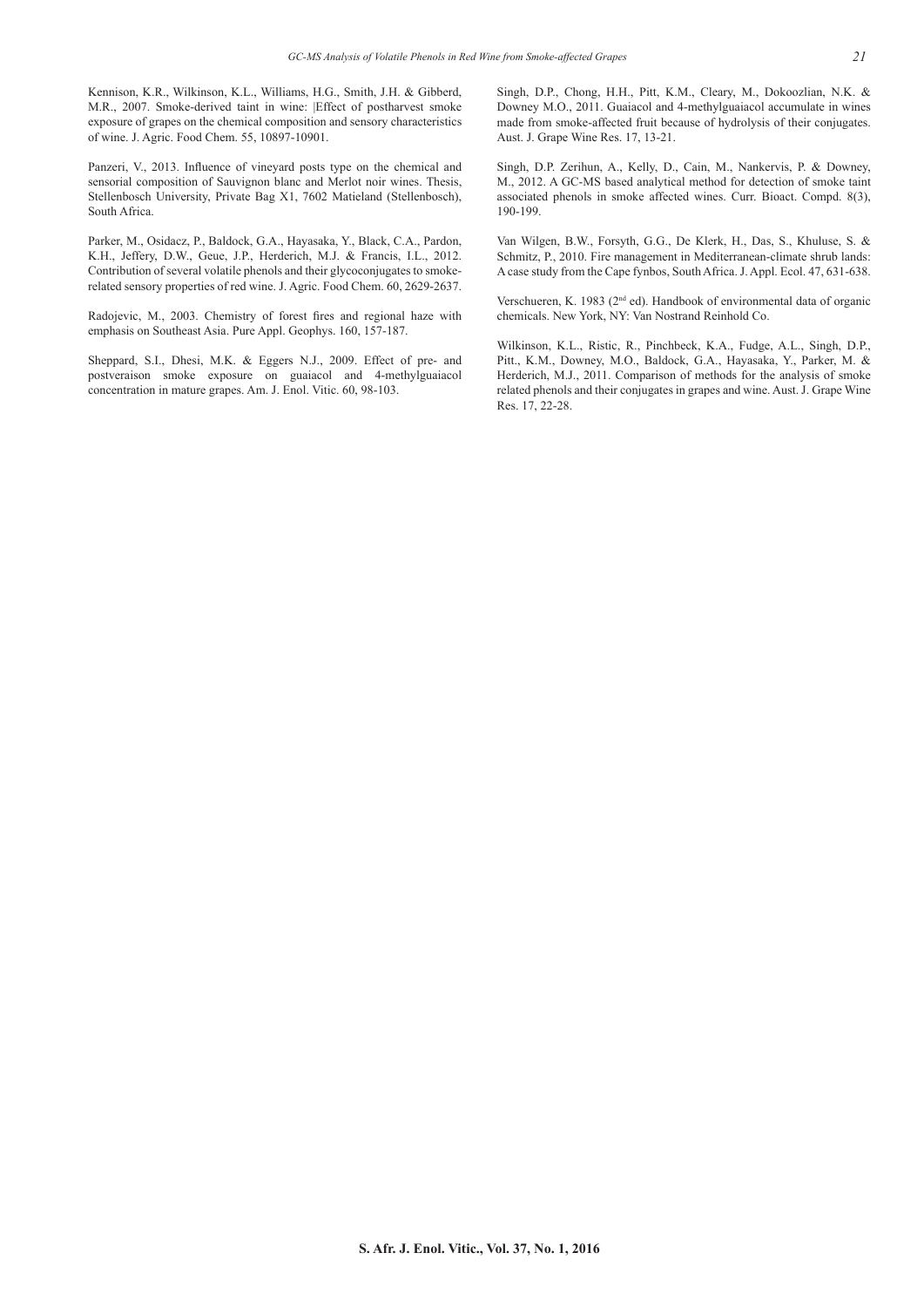Kennison, K.R., Wilkinson, K.L., Williams, H.G., Smith, J.H. & Gibberd, M.R., 2007. Smoke-derived taint in wine: |Effect of postharvest smoke exposure of grapes on the chemical composition and sensory characteristics of wine. J. Agric. Food Chem. 55, 10897-10901.

Panzeri, V., 2013. Influence of vineyard posts type on the chemical and sensorial composition of Sauvignon blanc and Merlot noir wines. Thesis, Stellenbosch University, Private Bag X1, 7602 Matieland (Stellenbosch), South Africa.

Parker, M., Osidacz, P., Baldock, G.A., Hayasaka, Y., Black, C.A., Pardon, K.H., Jeffery, D.W., Geue, J.P., Herderich, M.J. & Francis, I.L., 2012. Contribution of several volatile phenols and their glycoconjugates to smoke-related sensory properties of red wine. J. Agric. Food Chem. 60, 2629-2637.

Radojevic, M., 2003. Chemistry of forest fires and regional haze with emphasis on Southeast Asia. Pure Appl. Geophys. 160, 157-187.

Sheppard, S.I., Dhesi, M.K. & Eggers N.J., 2009. Effect of pre- and postveraison smoke exposure on guaiacol and 4-methylguaiacol concentration in mature grapes. Am. J. Enol. Vitic. 60, 98-103.

Singh, D.P., Chong, H.H., Pitt, K.M., Cleary, M., Dokoozlian, N.K. & Downey M.O., 2011. Guaiacol and 4-methylguaiacol accumulate in wines made from smoke-affected fruit because of hydrolysis of their conjugates. Aust. J. Grape Wine Res. 17, 13-21.

Singh, D.P. Zerihun, A., Kelly, D., Cain, M., Nankervis, P. & Downey, M., 2012. A GC-MS based analytical method for detection of smoke taint associated phenols in smoke affected wines. Curr. Bioact. Compd. 8(3), 190-199.

Van Wilgen, B.W., Forsyth, G.G., De Klerk, H., Das, S., Khuluse, S. & Schmitz, P., 2010. Fire management in Mediterranean-climate shrub lands: A case study from the Cape fynbos, South Africa. J. Appl. Ecol. 47, 631-638.

Verschueren, K. 1983 (2nd ed). Handbook of environmental data of organic chemicals. New York, NY: Van Nostrand Reinhold Co.

Wilkinson, K.L., Ristic, R., Pinchbeck, K.A., Fudge, A.L., Singh, D.P., Pitt., K.M., Downey, M.O., Baldock, G.A., Hayasaka, Y., Parker, M. & Herderich, M.J., 2011. Comparison of methods for the analysis of smoke related phenols and their conjugates in grapes and wine. Aust. J. Grape Wine Res. 17, 22-28.